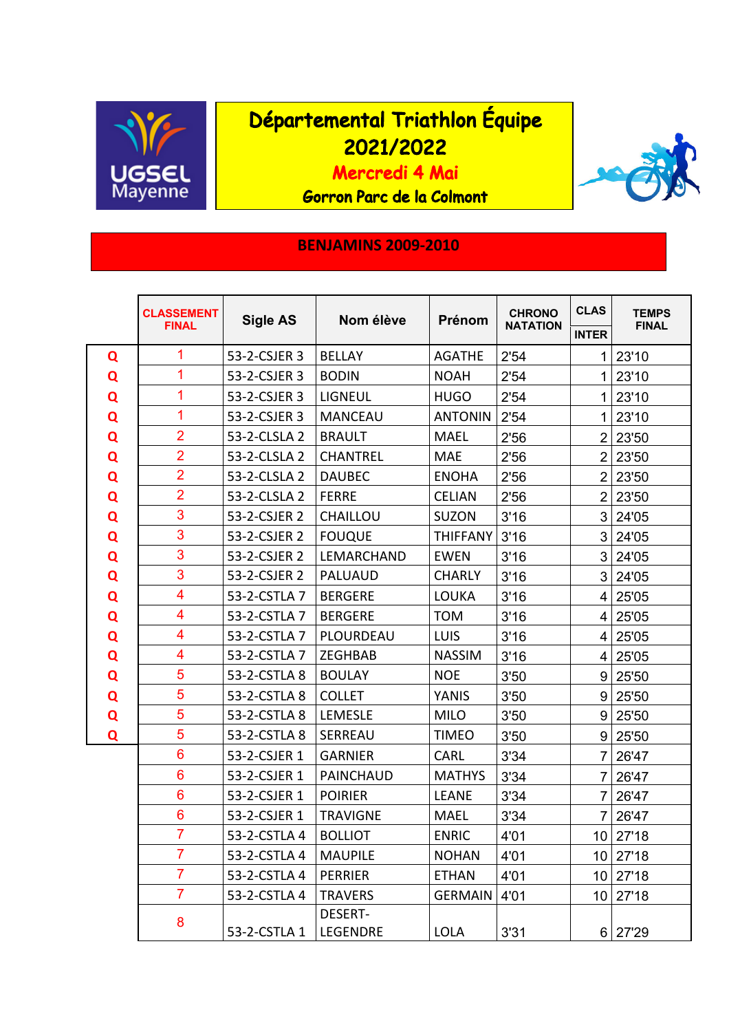# Départemental Triathlon Équipe 2021/2022

**Mercredi 4 Mai**

**Gorron Parc de la Colmont**

## BENJAMINS 2009-2010

| | CLASSEMENT FINAL | Sigle AS | Nom élève | Prénom | CHRONO NATATION | CLAS INTER | TEMPS FINAL |
|---|---|---|---|---|---|---|---|
| Q | 1 | 53-2-CSJER 3 | BELLAY | AGATHE | 2'54 | 1 | 23'10 |
| Q | 1 | 53-2-CSJER 3 | BODIN | NOAH | 2'54 | 1 | 23'10 |
| Q | 1 | 53-2-CSJER 3 | LIGNEUL | HUGO | 2'54 | 1 | 23'10 |
| Q | 1 | 53-2-CSJER 3 | MANCEAU | ANTONIN | 2'54 | 1 | 23'10 |
| Q | 2 | 53-2-CLSLA 2 | BRAULT | MAEL | 2'56 | 2 | 23'50 |
| Q | 2 | 53-2-CLSLA 2 | CHANTREL | MAE | 2'56 | 2 | 23'50 |
| Q | 2 | 53-2-CLSLA 2 | DAUBEC | ENOHA | 2'56 | 2 | 23'50 |
| Q | 2 | 53-2-CLSLA 2 | FERRE | CELIAN | 2'56 | 2 | 23'50 |
| Q | 3 | 53-2-CSJER 2 | CHAILLOU | SUZON | 3'16 | 3 | 24'05 |
| Q | 3 | 53-2-CSJER 2 | FOUQUE | THIFFANY | 3'16 | 3 | 24'05 |
| Q | 3 | 53-2-CSJER 2 | LEMARCHAND | EWEN | 3'16 | 3 | 24'05 |
| Q | 3 | 53-2-CSJER 2 | PALUAUD | CHARLY | 3'16 | 3 | 24'05 |
| Q | 4 | 53-2-CSTLA 7 | BERGERE | LOUKA | 3'16 | 4 | 25'05 |
| Q | 4 | 53-2-CSTLA 7 | BERGERE | TOM | 3'16 | 4 | 25'05 |
| Q | 4 | 53-2-CSTLA 7 | PLOURDEAU | LUIS | 3'16 | 4 | 25'05 |
| Q | 4 | 53-2-CSTLA 7 | ZEGHBAB | NASSIM | 3'16 | 4 | 25'05 |
| Q | 5 | 53-2-CSTLA 8 | BOULAY | NOE | 3'50 | 9 | 25'50 |
| Q | 5 | 53-2-CSTLA 8 | COLLET | YANIS | 3'50 | 9 | 25'50 |
| Q | 5 | 53-2-CSTLA 8 | LEMESLE | MILO | 3'50 | 9 | 25'50 |
| Q | 5 | 53-2-CSTLA 8 | SERREAU | TIMEO | 3'50 | 9 | 25'50 |
| | 6 | 53-2-CSJER 1 | GARNIER | CARL | 3'34 | 7 | 26'47 |
| | 6 | 53-2-CSJER 1 | PAINCHAUD | MATHYS | 3'34 | 7 | 26'47 |
| | 6 | 53-2-CSJER 1 | POIRIER | LEANE | 3'34 | 7 | 26'47 |
| | 6 | 53-2-CSJER 1 | TRAVIGNE | MAEL | 3'34 | 7 | 26'47 |
| | 7 | 53-2-CSTLA 4 | BOLLIOT | ENRIC | 4'01 | 10 | 27'18 |
| | 7 | 53-2-CSTLA 4 | MAUPILE | NOHAN | 4'01 | 10 | 27'18 |
| | 7 | 53-2-CSTLA 4 | PERRIER | ETHAN | 4'01 | 10 | 27'18 |
| | 7 | 53-2-CSTLA 4 | TRAVERS | GERMAIN | 4'01 | 10 | 27'18 |
| | 8 | 53-2-CSTLA 1 | DESERT-LEGENDRE | LOLA | 3'31 | 6 | 27'29 |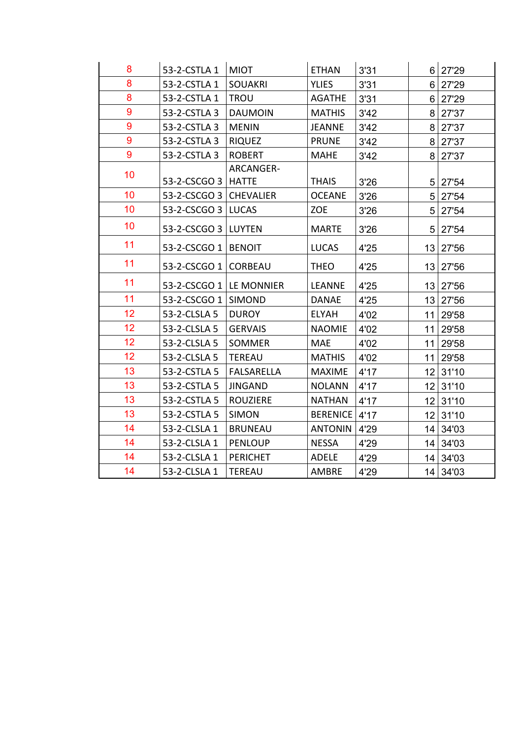| | | | | | | |
|---|---|---|---|---|---|---|
| 8 | 53-2-CSTLA 1 | MIOT | ETHAN | 3'31 | 6 | 27'29 |
| 8 | 53-2-CSTLA 1 | SOUAKRI | YLIES | 3'31 | 6 | 27'29 |
| 8 | 53-2-CSTLA 1 | TROU | AGATHE | 3'31 | 6 | 27'29 |
| 9 | 53-2-CSTLA 3 | DAUMOIN | MATHIS | 3'42 | 8 | 27'37 |
| 9 | 53-2-CSTLA 3 | MENIN | JEANNE | 3'42 | 8 | 27'37 |
| 9 | 53-2-CSTLA 3 | RIQUEZ | PRUNE | 3'42 | 8 | 27'37 |
| 9 | 53-2-CSTLA 3 | ROBERT | MAHE | 3'42 | 8 | 27'37 |
| 10 | 53-2-CSCGO 3 | ARCANGER-HATTE | THAIS | 3'26 | 5 | 27'54 |
| 10 | 53-2-CSCGO 3 | CHEVALIER | OCEANE | 3'26 | 5 | 27'54 |
| 10 | 53-2-CSCGO 3 | LUCAS | ZOE | 3'26 | 5 | 27'54 |
| 10 | 53-2-CSCGO 3 | LUYTEN | MARTE | 3'26 | 5 | 27'54 |
| 11 | 53-2-CSCGO 1 | BENOIT | LUCAS | 4'25 | 13 | 27'56 |
| 11 | 53-2-CSCGO 1 | CORBEAU | THEO | 4'25 | 13 | 27'56 |
| 11 | 53-2-CSCGO 1 | LE MONNIER | LEANNE | 4'25 | 13 | 27'56 |
| 11 | 53-2-CSCGO 1 | SIMOND | DANAE | 4'25 | 13 | 27'56 |
| 12 | 53-2-CLSLA 5 | DUROY | ELYAH | 4'02 | 11 | 29'58 |
| 12 | 53-2-CLSLA 5 | GERVAIS | NAOMIE | 4'02 | 11 | 29'58 |
| 12 | 53-2-CLSLA 5 | SOMMER | MAE | 4'02 | 11 | 29'58 |
| 12 | 53-2-CLSLA 5 | TEREAU | MATHIS | 4'02 | 11 | 29'58 |
| 13 | 53-2-CSTLA 5 | FALSARELLA | MAXIME | 4'17 | 12 | 31'10 |
| 13 | 53-2-CSTLA 5 | JINGAND | NOLANN | 4'17 | 12 | 31'10 |
| 13 | 53-2-CSTLA 5 | ROUZIERE | NATHAN | 4'17 | 12 | 31'10 |
| 13 | 53-2-CSTLA 5 | SIMON | BERENICE | 4'17 | 12 | 31'10 |
| 14 | 53-2-CLSLA 1 | BRUNEAU | ANTONIN | 4'29 | 14 | 34'03 |
| 14 | 53-2-CLSLA 1 | PENLOUP | NESSA | 4'29 | 14 | 34'03 |
| 14 | 53-2-CLSLA 1 | PERICHET | ADELE | 4'29 | 14 | 34'03 |
| 14 | 53-2-CLSLA 1 | TEREAU | AMBRE | 4'29 | 14 | 34'03 |